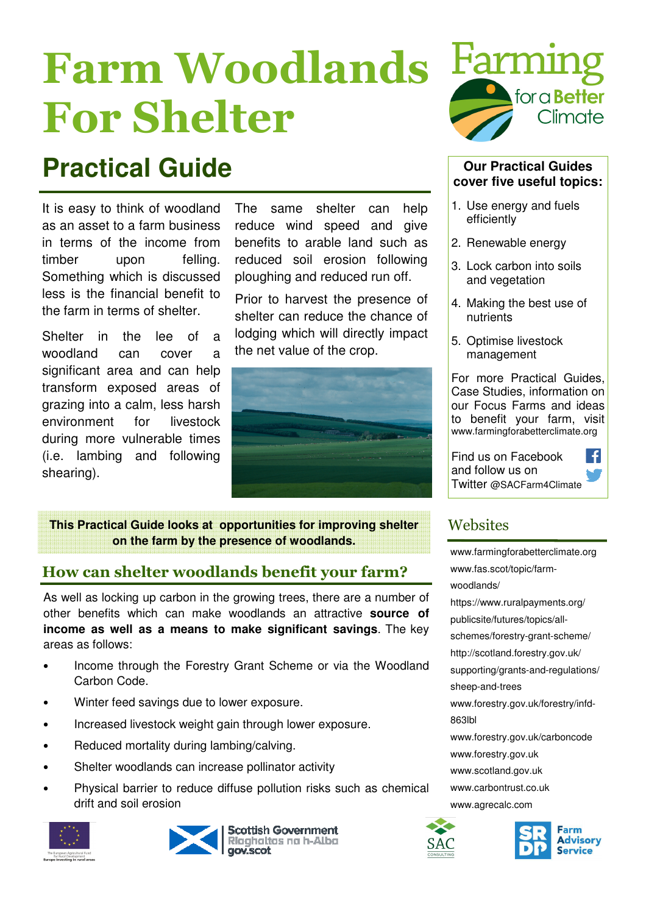# Farm Woodlands For Shelter

## Practical Guide

It is easy to think of woodland as an asset to a farm business in terms of the income from timber upon felling. Something which is discussed less is the financial benefit to the farm in terms of shelter.

Shelter in the lee of a woodland can cover a significant area and can help transform exposed areas of grazing into a calm, less harsh environment for livestock during more vulnerable times (i.e. lambing and following shearing).

The same shelter can help reduce wind speed and give benefits to arable land such as reduced soil erosion following ploughing and reduced run off.

Prior to harvest the presence of shelter can reduce the chance of lodging which will directly impact the net value of the crop.

**This Practical Guide looks at opportunities for improving shelter on the farm by the presence of woodlands.**

## How can shelter woodlands benefit your farm?

As well as locking up carbon in the growing trees, there are a number of other benefits which can make woodlands an attractive **source of income as well as a means to make significant savings**. The key areas as follows:

- Income through the Forestry Grant Scheme or via the Woodland Carbon Code.
- Winter feed savings due to lower exposure.
- Increased livestock weight gain through lower exposure.
- Reduced mortality during lambing/calving.
- Shelter woodlands can increase pollinator activity
- Physical barrier to reduce diffuse pollution risks such as chemical drift and soil erosion

**Our Practical Guides cover five useful topics:**

1. Use energy and fuels efficiently
2. Renewable energy
3. Lock carbon into soils and vegetation
4. Making the best use of nutrients
5. Optimise livestock management

For more Practical Guides, Case Studies, information on our Focus Farms and ideas to benefit your farm, visit www.farmingforabetterclimate.org

Find us on Facebook and follow us on Twitter @SACFarm4Climate

## Websites

www.farmingforabetterclimate.org
www.fas.scot/topic/farm-woodlands/
https://www.ruralpayments.org/publicsite/futures/topics/all-schemes/forestry-grant-scheme/
http://scotland.forestry.gov.uk/supporting/grants-and-regulations/sheep-and-trees
www.forestry.gov.uk/forestry/infd-863lbl
www.forestry.gov.uk/carboncode
www.forestry.gov.uk
www.scotland.gov.uk
www.carbontrust.co.uk
www.agrecalc.com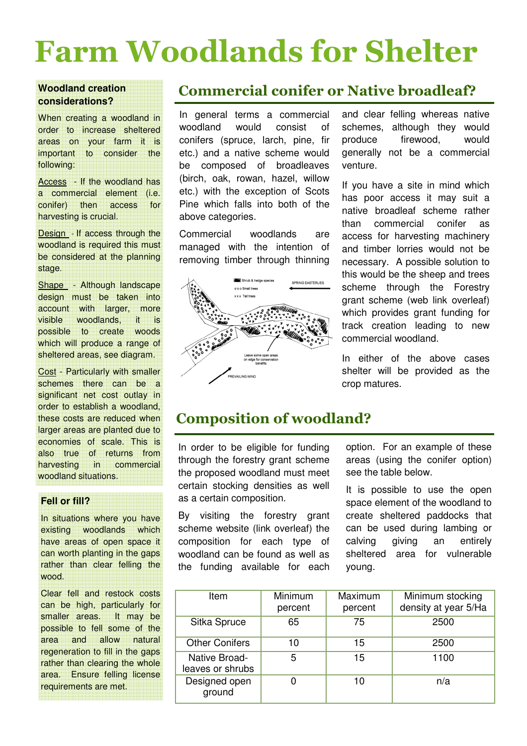# Farm Woodlands for Shelter

## Woodland creation considerations?

When creating a woodland in order to increase sheltered areas on your farm it is important to consider the following:

Access - If the woodland has a commercial element (i.e. conifer) then access for harvesting is crucial.

Design - If access through the woodland is required this must be considered at the planning stage.

Shape - Although landscape design must be taken into account with larger, more visible woodlands, it is possible to create woods which will produce a range of sheltered areas, see diagram.

Cost - Particularly with smaller schemes there can be a significant net cost outlay in order to establish a woodland, these costs are reduced when larger areas are planted due to economies of scale. This is also true of returns from harvesting in commercial woodland situations.

## Fell or fill?

In situations where you have existing woodlands which have areas of open space it can worth planting in the gaps rather than clear felling the wood.

Clear fell and restock costs can be high, particularly for smaller areas. It may be possible to fell some of the area and allow natural regeneration to fill in the gaps rather than clearing the whole area. Ensure felling license requirements are met.

## Commercial conifer or Native broadleaf?

In general terms a commercial woodland would consist of conifers (spruce, larch, pine, fir etc.) and a native scheme would be composed of broadleaves (birch, oak, rowan, hazel, willow etc.) with the exception of Scots Pine which falls into both of the above categories.

Commercial woodlands are managed with the intention of removing timber through thinning and clear felling whereas native schemes, although they would produce firewood, would generally not be a commercial venture.

Shrub & hedge species
o o o Small trees
x x x Tall trees
SPRING EASTERLIES
Leave some open areas on edge for conservation benefits
PREVAILING WIND

If you have a site in mind which has poor access it may suit a native broadleaf scheme rather than commercial conifer as access for harvesting machinery and timber lorries would not be necessary. A possible solution to this would be the sheep and trees scheme through the Forestry grant scheme (web link overleaf) which provides grant funding for track creation leading to new commercial woodland.

In either of the above cases shelter will be provided as the crop matures.

## Composition of woodland?

In order to be eligible for funding through the forestry grant scheme the proposed woodland must meet certain stocking densities as well as a certain composition.

By visiting the forestry grant scheme website (link overleaf) the composition for each type of woodland can be found as well as the funding available for each option. For an example of these areas (using the conifer option) see the table below.

It is possible to use the open space element of the woodland to create sheltered paddocks that can be used during lambing or calving giving an entirely sheltered area for vulnerable young.

| Item | Minimum percent | Maximum percent | Minimum stocking density at year 5/Ha |
|---|---|---|---|
| Sitka Spruce | 65 | 75 | 2500 |
| Other Conifers | 10 | 15 | 2500 |
| Native Broad-leaves or shrubs | 5 | 15 | 1100 |
| Designed open ground | 0 | 10 | n/a |